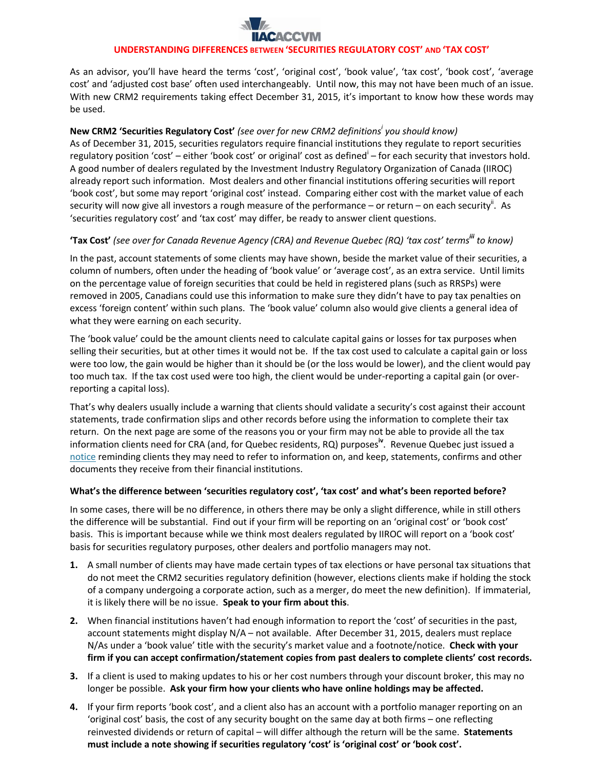# UNDERSTANDING DIFFERENCES BETWEEN 'SECURITIES REGULATORY COST' AND 'TAX COST'

As an advisor, you'll have heard the terms 'cost', 'original cost', 'book value', 'tax cost', 'book cost', 'average cost' and 'adjusted cost base' often used interchangeably. Until now, this may not have been much of an issue. With new CRM2 requirements taking effect December 31, 2015, it's important to know how these words may be used.

**New CRM2 'Securities Regulatory Cost'** *(see over for new CRM2 definitions[i] you should know)*
As of December 31, 2015, securities regulators require financial institutions they regulate to report securities regulatory position 'cost' – either 'book cost' or original' cost as defined[i] – for each security that investors hold. A good number of dealers regulated by the Investment Industry Regulatory Organization of Canada (IIROC) already report such information. Most dealers and other financial institutions offering securities will report 'book cost', but some may report 'original cost' instead. Comparing either cost with the market value of each security will now give all investors a rough measure of the performance – or return – on each security[ii]. As 'securities regulatory cost' and 'tax cost' may differ, be ready to answer client questions.

**'Tax Cost'** *(see over for Canada Revenue Agency (CRA) and Revenue Quebec (RQ) 'tax cost' terms[iii] to know)*

In the past, account statements of some clients may have shown, beside the market value of their securities, a column of numbers, often under the heading of 'book value' or 'average cost', as an extra service. Until limits on the percentage value of foreign securities that could be held in registered plans (such as RRSPs) were removed in 2005, Canadians could use this information to make sure they didn't have to pay tax penalties on excess 'foreign content' within such plans. The 'book value' column also would give clients a general idea of what they were earning on each security.

The 'book value' could be the amount clients need to calculate capital gains or losses for tax purposes when selling their securities, but at other times it would not be. If the tax cost used to calculate a capital gain or loss were too low, the gain would be higher than it should be (or the loss would be lower), and the client would pay too much tax. If the tax cost used were too high, the client would be under-reporting a capital gain (or over-reporting a capital loss).

That's why dealers usually include a warning that clients should validate a security's cost against their account statements, trade confirmation slips and other records before using the information to complete their tax return. On the next page are some of the reasons you or your firm may not be able to provide all the tax information clients need for CRA (and, for Quebec residents, RQ) purposes[iv]. Revenue Quebec just issued a notice reminding clients they may need to refer to information on, and keep, statements, confirms and other documents they receive from their financial institutions.

**What's the difference between 'securities regulatory cost', 'tax cost' and what's been reported before?**

In some cases, there will be no difference, in others there may be only a slight difference, while in still others the difference will be substantial. Find out if your firm will be reporting on an 'original cost' or 'book cost' basis. This is important because while we think most dealers regulated by IIROC will report on a 'book cost' basis for securities regulatory purposes, other dealers and portfolio managers may not.

1. A small number of clients may have made certain types of tax elections or have personal tax situations that do not meet the CRM2 securities regulatory definition (however, elections clients make if holding the stock of a company undergoing a corporate action, such as a merger, do meet the new definition). If immaterial, it is likely there will be no issue. **Speak to your firm about this**.
2. When financial institutions haven't had enough information to report the 'cost' of securities in the past, account statements might display N/A – not available. After December 31, 2015, dealers must replace N/As under a 'book value' title with the security's market value and a footnote/notice. **Check with your firm if you can accept confirmation/statement copies from past dealers to complete clients' cost records.**
3. If a client is used to making updates to his or her cost numbers through your discount broker, this may no longer be possible. **Ask your firm how your clients who have online holdings may be affected.**
4. If your firm reports 'book cost', and a client also has an account with a portfolio manager reporting on an 'original cost' basis, the cost of any security bought on the same day at both firms – one reflecting reinvested dividends or return of capital – will differ although the return will be the same. **Statements must include a note showing if securities regulatory 'cost' is 'original cost' or 'book cost'.**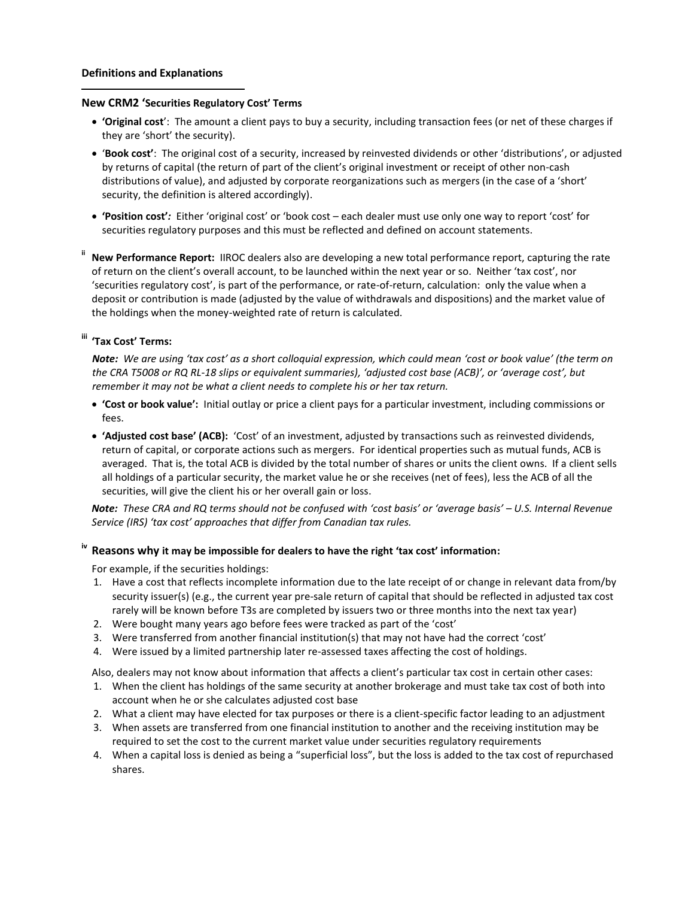**Definitions and Explanations**

---

**New CRM2 'Securities Regulatory Cost' Terms**

- **'Original cost'**: The amount a client pays to buy a security, including transaction fees (or net of these charges if they are 'short' the security).
- '**Book cost'**: The original cost of a security, increased by reinvested dividends or other 'distributions', or adjusted by returns of capital (the return of part of the client's original investment or receipt of other non-cash distributions of value), and adjusted by corporate reorganizations such as mergers (in the case of a 'short' security, the definition is altered accordingly).
- **'Position cost'***:* Either 'original cost' or 'book cost – each dealer must use only one way to report 'cost' for securities regulatory purposes and this must be reflected and defined on account statements.

[ii] **New Performance Report:** IIROC dealers also are developing a new total performance report, capturing the rate of return on the client's overall account, to be launched within the next year or so. Neither 'tax cost', nor 'securities regulatory cost', is part of the performance, or rate-of-return, calculation: only the value when a deposit or contribution is made (adjusted by the value of withdrawals and dispositions) and the market value of the holdings when the money-weighted rate of return is calculated.

[iii] **'Tax Cost' Terms:**

***Note:*** *We are using 'tax cost' as a short colloquial expression, which could mean 'cost or book value' (the term on the CRA T5008 or RQ RL-18 slips or equivalent summaries), 'adjusted cost base (ACB)', or 'average cost', but remember it may not be what a client needs to complete his or her tax return.*

- **'Cost or book value':** Initial outlay or price a client pays for a particular investment, including commissions or fees.
- **'Adjusted cost base' (ACB):** 'Cost' of an investment, adjusted by transactions such as reinvested dividends, return of capital, or corporate actions such as mergers. For identical properties such as mutual funds, ACB is averaged. That is, the total ACB is divided by the total number of shares or units the client owns. If a client sells all holdings of a particular security, the market value he or she receives (net of fees), less the ACB of all the securities, will give the client his or her overall gain or loss.

***Note:*** *These CRA and RQ terms should not be confused with 'cost basis' or 'average basis' – U.S. Internal Revenue Service (IRS) 'tax cost' approaches that differ from Canadian tax rules.*

[iv] **Reasons why it may be impossible for dealers to have the right 'tax cost' information:**

For example, if the securities holdings:

1. Have a cost that reflects incomplete information due to the late receipt of or change in relevant data from/by security issuer(s) (e.g., the current year pre-sale return of capital that should be reflected in adjusted tax cost rarely will be known before T3s are completed by issuers two or three months into the next tax year)
2. Were bought many years ago before fees were tracked as part of the 'cost'
3. Were transferred from another financial institution(s) that may not have had the correct 'cost'
4. Were issued by a limited partnership later re-assessed taxes affecting the cost of holdings.

Also, dealers may not know about information that affects a client's particular tax cost in certain other cases:

1. When the client has holdings of the same security at another brokerage and must take tax cost of both into account when he or she calculates adjusted cost base
2. What a client may have elected for tax purposes or there is a client-specific factor leading to an adjustment
3. When assets are transferred from one financial institution to another and the receiving institution may be required to set the cost to the current market value under securities regulatory requirements
4. When a capital loss is denied as being a "superficial loss", but the loss is added to the tax cost of repurchased shares.